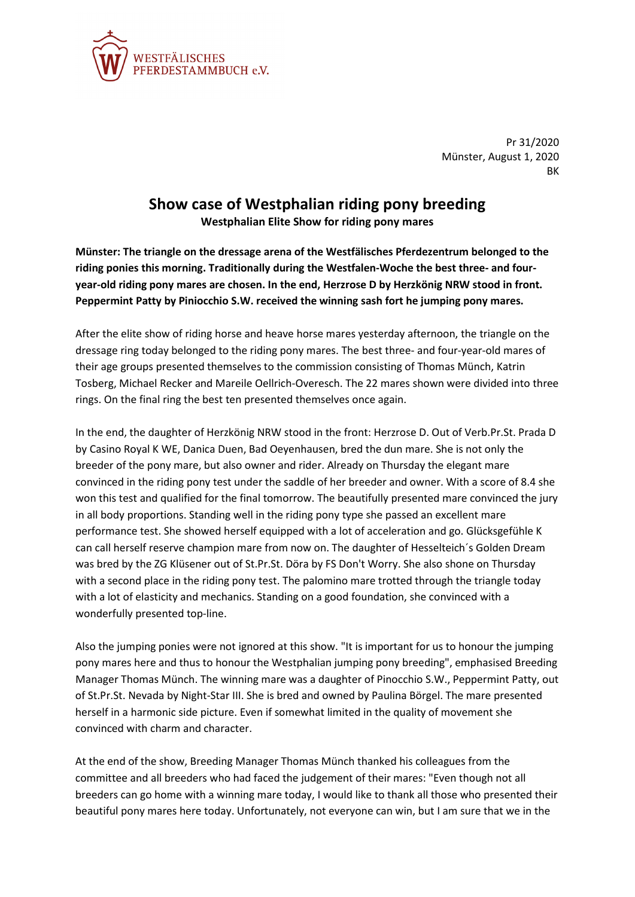WESTFÄLISCHES PFERDESTAMMBUCH e.V.

Pr 31/2020
Münster, August 1, 2020
BK

# Show case of Westphalian riding pony breeding

**Westphalian Elite Show for riding pony mares**

**Münster: The triangle on the dressage arena of the Westfälisches Pferdezentrum belonged to the riding ponies this morning. Traditionally during the Westfalen-Woche the best three- and four-year-old riding pony mares are chosen. In the end, Herzrose D by Herzkönig NRW stood in front. Peppermint Patty by Piniocchio S.W. received the winning sash fort he jumping pony mares.**

After the elite show of riding horse and heave horse mares yesterday afternoon, the triangle on the dressage ring today belonged to the riding pony mares. The best three- and four-year-old mares of their age groups presented themselves to the commission consisting of Thomas Münch, Katrin Tosberg, Michael Recker and Mareile Oellrich-Overesch. The 22 mares shown were divided into three rings. On the final ring the best ten presented themselves once again.

In the end, the daughter of Herzkönig NRW stood in the front: Herzrose D. Out of Verb.Pr.St. Prada D by Casino Royal K WE, Danica Duen, Bad Oeyenhausen, bred the dun mare. She is not only the breeder of the pony mare, but also owner and rider. Already on Thursday the elegant mare convinced in the riding pony test under the saddle of her breeder and owner. With a score of 8.4 she won this test and qualified for the final tomorrow. The beautifully presented mare convinced the jury in all body proportions. Standing well in the riding pony type she passed an excellent mare performance test. She showed herself equipped with a lot of acceleration and go. Glücksgefühle K can call herself reserve champion mare from now on. The daughter of Hesselteich´s Golden Dream was bred by the ZG Klüsener out of St.Pr.St. Döra by FS Don't Worry. She also shone on Thursday with a second place in the riding pony test. The palomino mare trotted through the triangle today with a lot of elasticity and mechanics. Standing on a good foundation, she convinced with a wonderfully presented top-line.

Also the jumping ponies were not ignored at this show. "It is important for us to honour the jumping pony mares here and thus to honour the Westphalian jumping pony breeding", emphasised Breeding Manager Thomas Münch. The winning mare was a daughter of Pinocchio S.W., Peppermint Patty, out of St.Pr.St. Nevada by Night-Star III. She is bred and owned by Paulina Börgel. The mare presented herself in a harmonic side picture. Even if somewhat limited in the quality of movement she convinced with charm and character.

At the end of the show, Breeding Manager Thomas Münch thanked his colleagues from the committee and all breeders who had faced the judgement of their mares: "Even though not all breeders can go home with a winning mare today, I would like to thank all those who presented their beautiful pony mares here today. Unfortunately, not everyone can win, but I am sure that we in the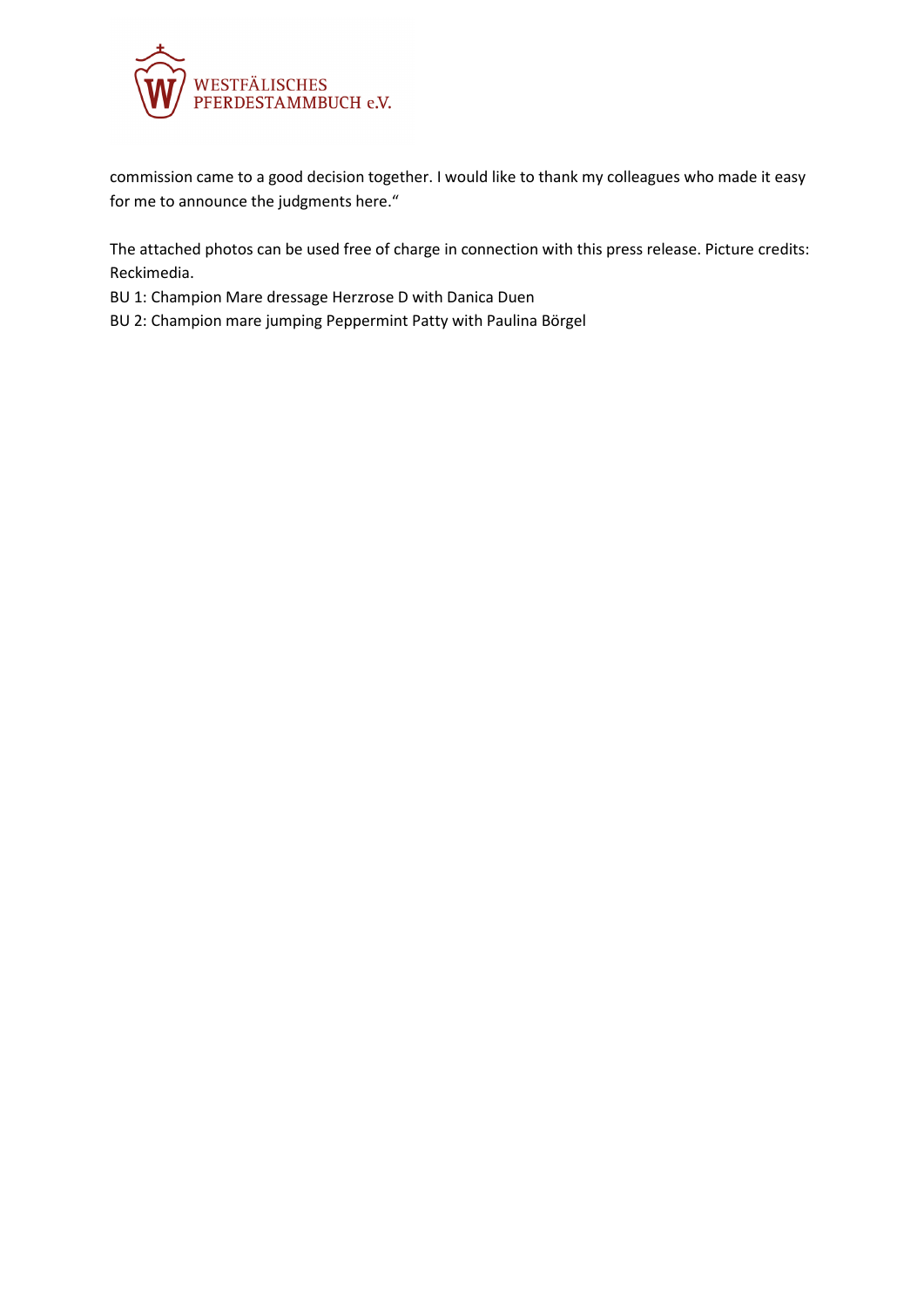commission came to a good decision together. I would like to thank my colleagues who made it easy for me to announce the judgments here."

The attached photos can be used free of charge in connection with this press release. Picture credits: Reckimedia.

BU 1: Champion Mare dressage Herzrose D with Danica Duen

BU 2: Champion mare jumping Peppermint Patty with Paulina Börgel